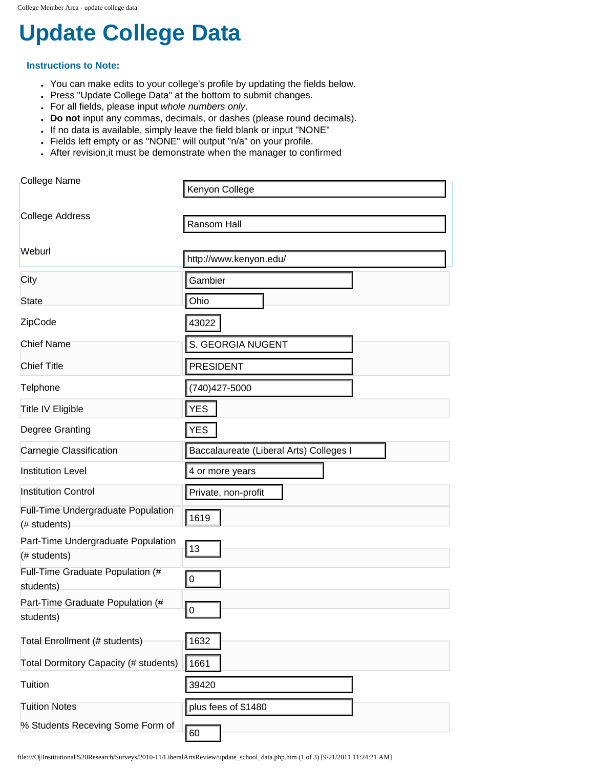# Update College Data

### Instructions to Note:

- You can make edits to your college's profile by updating the fields below.
- Press "Update College Data" at the bottom to submit changes.
- For all fields, please input *whole numbers only*.
- **Do not** input any commas, decimals, or dashes (please round decimals).
- If no data is available, simply leave the field blank or input "NONE"
- Fields left empty or as "NONE" will output "n/a" on your profile.
- After revision,it must be demonstrate when the manager to confirmed

| Field | Value |
| --- | --- |
| College Name | Kenyon College |
| College Address | Ransom Hall |
| Weburl | http://www.kenyon.edu/ |
| City | Gambier |
| State | Ohio |
| ZipCode | 43022 |
| Chief Name | S. GEORGIA NUGENT |
| Chief Title | PRESIDENT |
| Telphone | (740)427-5000 |
| Title IV Eligible | YES |
| Degree Granting | YES |
| Carnegie Classification | Baccalaureate (Liberal Arts) Colleges I |
| Institution Level | 4 or more years |
| Institution Control | Private, non-profit |
| Full-Time Undergraduate Population (# students) | 1619 |
| Part-Time Undergraduate Population (# students) | 13 |
| Full-Time Graduate Population (# students) | 0 |
| Part-Time Graduate Population (# students) | 0 |
| Total Enrollment (# students) | 1632 |
| Total Dormitory Capacity (# students) | 1661 |
| Tuition | 39420 |
| Tuition Notes | plus fees of $1480 |
| % Students Receving Some Form of | 60 |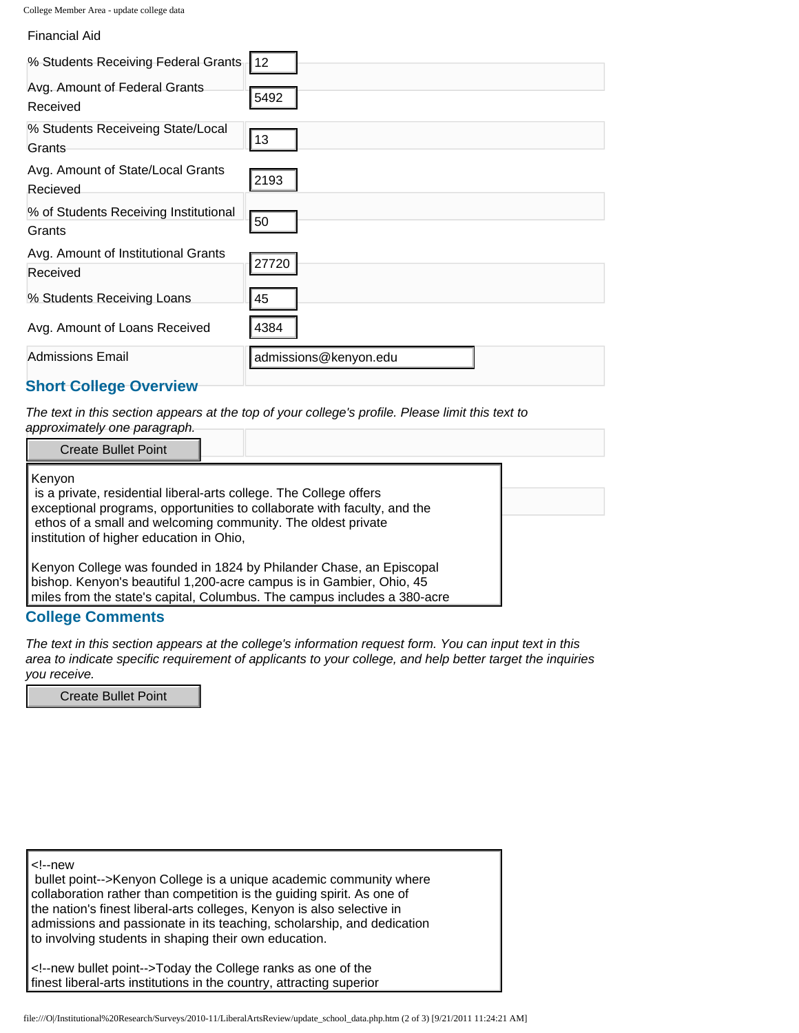Financial Aid

| | |
|---|---|
| % Students Receiving Federal Grants | 12 |
| Avg. Amount of Federal Grants Received | 5492 |
| % Students Receiveing State/Local Grants | 13 |
| Avg. Amount of State/Local Grants Recieved | 2193 |
| % of Students Receiving Institutional Grants | 50 |
| Avg. Amount of Institutional Grants Received | 27720 |
| % Students Receiving Loans | 45 |
| Avg. Amount of Loans Received | 4384 |
| Admissions Email | admissions@kenyon.edu |

## Short College Overview

*The text in this section appears at the top of your college's profile. Please limit this text to approximately one paragraph.*

Create Bullet Point

Kenyon
 is a private, residential liberal-arts college. The College offers exceptional programs, opportunities to collaborate with faculty, and the ethos of a small and welcoming community. The oldest private institution of higher education in Ohio,

Kenyon College was founded in 1824 by Philander Chase, an Episcopal bishop. Kenyon's beautiful 1,200-acre campus is in Gambier, Ohio, 45 miles from the state's capital, Columbus. The campus includes a 380-acre

## College Comments

*The text in this section appears at the college's information request form. You can input text in this area to indicate specific requirement of applicants to your college, and help better target the inquiries you receive.*

Create Bullet Point

<!--new
 bullet point-->Kenyon College is a unique academic community where collaboration rather than competition is the guiding spirit. As one of the nation's finest liberal-arts colleges, Kenyon is also selective in admissions and passionate in its teaching, scholarship, and dedication to involving students in shaping their own education.

<!--new bullet point-->Today the College ranks as one of the finest liberal-arts institutions in the country, attracting superior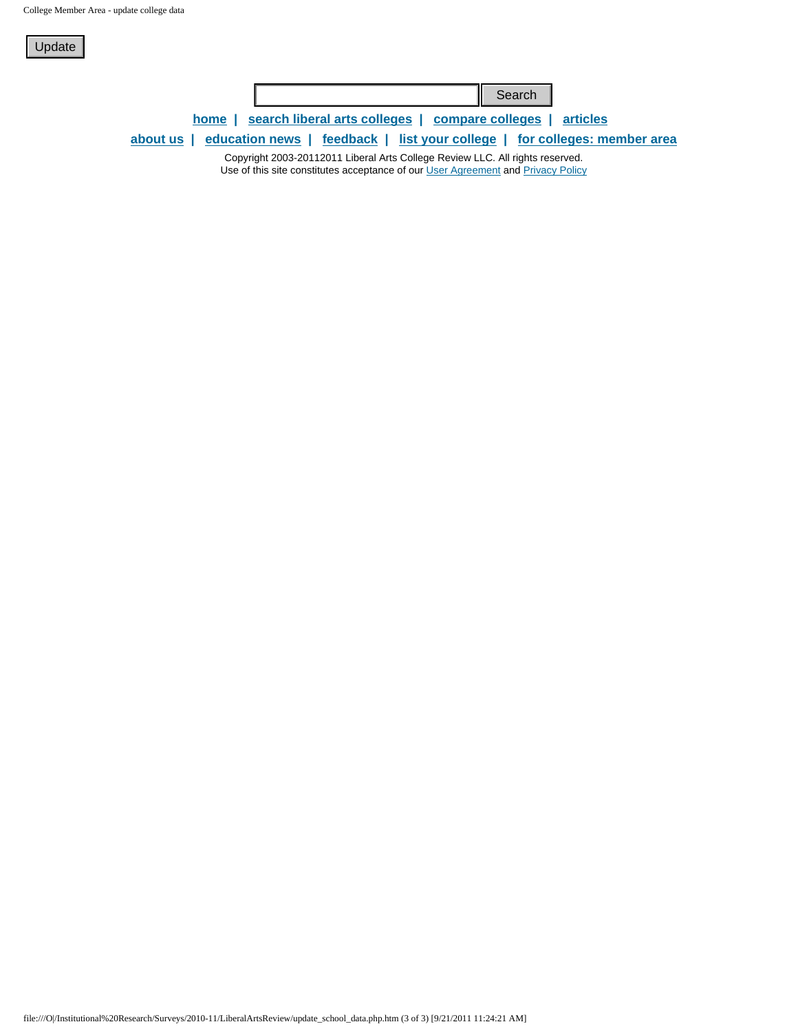Update

Search

**home** | **search liberal arts colleges** | **compare colleges** | **articles**

**about us** | **education news** | **feedback** | **list your college** | **for colleges: member area**

Copyright 2003-20112011 Liberal Arts College Review LLC. All rights reserved.
Use of this site constitutes acceptance of our User Agreement and Privacy Policy